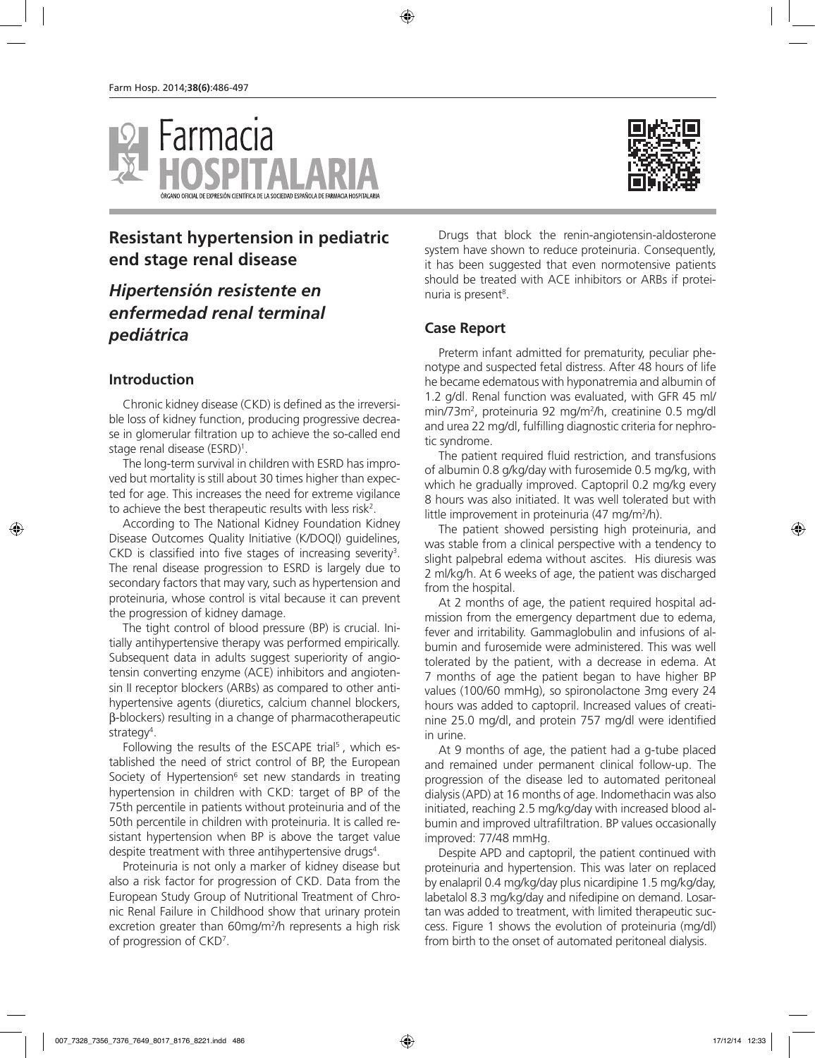# Resistant hypertension in pediatric end stage renal disease

## *Hipertensión resistente en enfermedad renal terminal pediátrica*

## Introduction

Chronic kidney disease (CKD) is defined as the irreversible loss of kidney function, producing progressive decrease in glomerular filtration up to achieve the so-called end stage renal disease (ESRD)[1].

The long-term survival in children with ESRD has improved but mortality is still about 30 times higher than expected for age. This increases the need for extreme vigilance to achieve the best therapeutic results with less risk[2].

According to The National Kidney Foundation Kidney Disease Outcomes Quality Initiative (K/DOQI) guidelines, CKD is classified into five stages of increasing severity[3]. The renal disease progression to ESRD is largely due to secondary factors that may vary, such as hypertension and proteinuria, whose control is vital because it can prevent the progression of kidney damage.

The tight control of blood pressure (BP) is crucial. Initially antihypertensive therapy was performed empirically. Subsequent data in adults suggest superiority of angiotensin converting enzyme (ACE) inhibitors and angiotensin II receptor blockers (ARBs) as compared to other antihypertensive agents (diuretics, calcium channel blockers, β-blockers) resulting in a change of pharmacotherapeutic strategy[4].

Following the results of the ESCAPE trial[5], which established the need of strict control of BP, the European Society of Hypertension[6] set new standards in treating hypertension in children with CKD: target of BP of the 75th percentile in patients without proteinuria and of the 50th percentile in children with proteinuria. It is called resistant hypertension when BP is above the target value despite treatment with three antihypertensive drugs[4].

Proteinuria is not only a marker of kidney disease but also a risk factor for progression of CKD. Data from the European Study Group of Nutritional Treatment of Chronic Renal Failure in Childhood show that urinary protein excretion greater than 60mg/m$^2$/h represents a high risk of progression of CKD[7].

Drugs that block the renin-angiotensin-aldosterone system have shown to reduce proteinuria. Consequently, it has been suggested that even normotensive patients should be treated with ACE inhibitors or ARBs if proteinuria is present[8].

## Case Report

Preterm infant admitted for prematurity, peculiar phenotype and suspected fetal distress. After 48 hours of life he became edematous with hyponatremia and albumin of 1.2 g/dl. Renal function was evaluated, with GFR 45 ml/min/73m$^2$, proteinuria 92 mg/m$^2$/h, creatinine 0.5 mg/dl and urea 22 mg/dl, fulfilling diagnostic criteria for nephrotic syndrome.

The patient required fluid restriction, and transfusions of albumin 0.8 g/kg/day with furosemide 0.5 mg/kg, with which he gradually improved. Captopril 0.2 mg/kg every 8 hours was also initiated. It was well tolerated but with little improvement in proteinuria (47 mg/m$^2$/h).

The patient showed persisting high proteinuria, and was stable from a clinical perspective with a tendency to slight palpebral edema without ascites. His diuresis was 2 ml/kg/h. At 6 weeks of age, the patient was discharged from the hospital.

At 2 months of age, the patient required hospital admission from the emergency department due to edema, fever and irritability. Gammaglobulin and infusions of albumin and furosemide were administered. This was well tolerated by the patient, with a decrease in edema. At 7 months of age the patient began to have higher BP values (100/60 mmHg), so spironolactone 3mg every 24 hours was added to captopril. Increased values of creatinine 25.0 mg/dl, and protein 757 mg/dl were identified in urine.

At 9 months of age, the patient had a g-tube placed and remained under permanent clinical follow-up. The progression of the disease led to automated peritoneal dialysis (APD) at 16 months of age. Indomethacin was also initiated, reaching 2.5 mg/kg/day with increased blood albumin and improved ultrafiltration. BP values occasionally improved: 77/48 mmHg.

Despite APD and captopril, the patient continued with proteinuria and hypertension. This was later on replaced by enalapril 0.4 mg/kg/day plus nicardipine 1.5 mg/kg/day, labetalol 8.3 mg/kg/day and nifedipine on demand. Losartan was added to treatment, with limited therapeutic success. Figure 1 shows the evolution of proteinuria (mg/dl) from birth to the onset of automated peritoneal dialysis.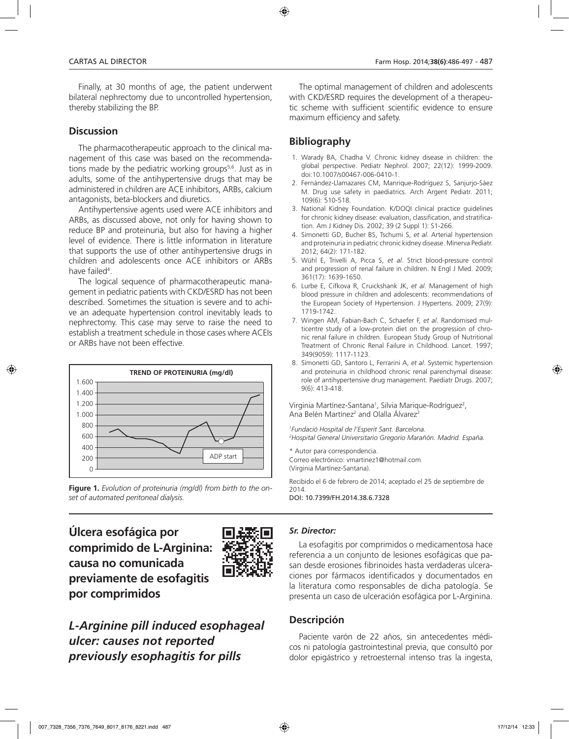Finally, at 30 months of age, the patient underwent bilateral nephrectomy due to uncontrolled hypertension, thereby stabilizing the BP.

## Discussion

The pharmacotherapeutic approach to the clinical management of this case was based on the recommendations made by the pediatric working groups[5,6]. Just as in adults, some of the antihypertensive drugs that may be administered in children are ACE inhibitors, ARBs, calcium antagonists, beta-blockers and diuretics.

Antihypertensive agents used were ACE inhibitors and ARBs, as discussed above, not only for having shown to reduce BP and proteinuria, but also for having a higher level of evidence. There is little information in literature that supports the use of other antihypertensive drugs in children and adolescents once ACE inhibitors or ARBs have failed[4].

The logical sequence of pharmacotherapeutic management in pediatric patients with CKD/ESRD has not been described. Sometimes the situation is severe and to achieve an adequate hypertension control inevitably leads to nephrectomy. This case may serve to raise the need to establish a treatment schedule in those cases where ACEIs or ARBs have not been effective.

TREND OF PROTEINURIA (mg/dl)

1.600
1.400
1.200
1.000
800
600
400
200
0

ADP start

**Figure 1.** *Evolution of proteinuria (mg/dl) from birth to the onset of automated peritoneal dialysis.*

The optimal management of children and adolescents with CKD/ESRD requires the development of a therapeutic scheme with sufficient scientific evidence to ensure maximum efficiency and safety.

## Bibliography

1. Warady BA, Chadha V. Chronic kidney disease in children: the global perspective. Pediatr Nephrol. 2007; 22(12): 1999-2009. doi:10.1007/s00467-006-0410-1.
2. Fernández-Llamazares CM, Manrique-Rodríguez S, Sanjurjo-Sáez M. Drug use safety in paediatrics. Arch Argent Pediatr. 2011; 109(6): 510-518.
3. National Kidney Foundation. K/DOQI clinical practice guidelines for chronic kidney disease: evaluation, classification, and stratification. Am J Kidney Dis. 2002; 39 (2 Suppl 1): S1-266.
4. Simonetti GD, Bucher BS, Tschumi S, *et al.* Arterial hypertension and proteinuria in pediatric chronic kidney disease. Minerva Pediatr. 2012; 64(2): 171-182.
5. Wühl E, Trivelli A, Picca S, *et al.* Strict blood-pressure control and progression of renal failure in children. N Engl J Med. 2009; 361(17): 1639-1650.
6. Lurbe E, Cifkova R, Cruickshank JK, *et al*. Management of high blood pressure in children and adolescents: recommendations of the European Society of Hypertension. J Hypertens. 2009; 27(9): 1719-1742.
7. Wingen AM, Fabian-Bach C, Schaefer F, *et al*. Randomised multicentre study of a low-protein diet on the progression of chronic renal failure in children. European Study Group of Nutritional Treatment of Chronic Renal Failure in Childhood. Lancet. 1997; 349(9059): 1117-1123.
8. Simonetti GD, Santoro L, Ferrarini A, *et al*. Systemic hypertension and proteinuria in childhood chronic renal parenchymal disease: role of antihypertensive drug management. Paediatr Drugs. 2007; 9(6): 413-418.

Virginia Martínez-Santana[1], Silvia Marique-Rodríguez[2], Ana Belén Martínez[2] and Olalla Álvarez[2]

[1]*Fundació Hospital de l'Esperit Sant. Barcelona.*
[2]*Hospital General Universitario Gregorio Marañón. Madrid. España.*

\* Autor para correspondencia.
Correo electrónico: vmartinez1@hotmail.com
(Virginia Martínez-Santana).

Recibido el 6 de febrero de 2014; aceptado el 25 de septiembre de 2014.
DOI: 10.7399/FH.2014.38.6.7328

# Úlcera esofágica por comprimido de L-Arginina: causa no comunicada previamente de esofagitis por comprimidos

## *L-Arginine pill induced esophageal ulcer: causes not reported previously esophagitis for pills*

***Sr. Director:***

La esofagitis por comprimidos o medicamentosa hace referencia a un conjunto de lesiones esofágicas que pasan desde erosiones fibrinoides hasta verdaderas ulceraciones por fármacos identificados y documentados en la literatura como responsables de dicha patología. Se presenta un caso de ulceración esofágica por L-Arginina.

## Descripción

Paciente varón de 22 años, sin antecedentes médicos ni patología gastrointestinal previa, que consultó por dolor epigástrico y retroesternal intenso tras la ingesta,